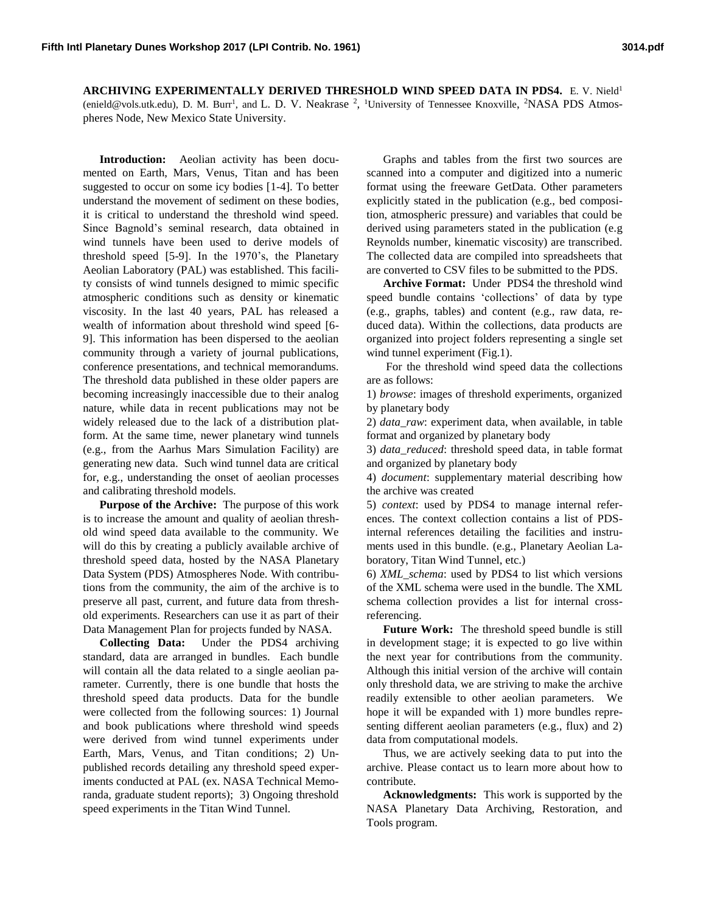# ARCHIVING EXPERIMENTALLY DERIVED THRESHOLD WIND SPEED DATA IN PDS4.

E. V. Nield[1] (enield@vols.utk.edu), D. M. Burr[1], and L. D. V. Neakrase [2], [1]University of Tennessee Knoxville, [2]NASA PDS Atmospheres Node, New Mexico State University.

**Introduction:** Aeolian activity has been documented on Earth, Mars, Venus, Titan and has been suggested to occur on some icy bodies [1-4]. To better understand the movement of sediment on these bodies, it is critical to understand the threshold wind speed. Since Bagnold's seminal research, data obtained in wind tunnels have been used to derive models of threshold speed [5-9]. In the 1970's, the Planetary Aeolian Laboratory (PAL) was established. This facility consists of wind tunnels designed to mimic specific atmospheric conditions such as density or kinematic viscosity. In the last 40 years, PAL has released a wealth of information about threshold wind speed [6-9]. This information has been dispersed to the aeolian community through a variety of journal publications, conference presentations, and technical memorandums. The threshold data published in these older papers are becoming increasingly inaccessible due to their analog nature, while data in recent publications may not be widely released due to the lack of a distribution platform. At the same time, newer planetary wind tunnels (e.g., from the Aarhus Mars Simulation Facility) are generating new data. Such wind tunnel data are critical for, e.g., understanding the onset of aeolian processes and calibrating threshold models.

**Purpose of the Archive:** The purpose of this work is to increase the amount and quality of aeolian threshold wind speed data available to the community. We will do this by creating a publicly available archive of threshold speed data, hosted by the NASA Planetary Data System (PDS) Atmospheres Node. With contributions from the community, the aim of the archive is to preserve all past, current, and future data from threshold experiments. Researchers can use it as part of their Data Management Plan for projects funded by NASA.

**Collecting Data:** Under the PDS4 archiving standard, data are arranged in bundles. Each bundle will contain all the data related to a single aeolian parameter. Currently, there is one bundle that hosts the threshold speed data products. Data for the bundle were collected from the following sources: 1) Journal and book publications where threshold wind speeds were derived from wind tunnel experiments under Earth, Mars, Venus, and Titan conditions; 2) Unpublished records detailing any threshold speed experiments conducted at PAL (ex. NASA Technical Memoranda, graduate student reports); 3) Ongoing threshold speed experiments in the Titan Wind Tunnel.

Graphs and tables from the first two sources are scanned into a computer and digitized into a numeric format using the freeware GetData. Other parameters explicitly stated in the publication (e.g., bed composition, atmospheric pressure) and variables that could be derived using parameters stated in the publication (e.g Reynolds number, kinematic viscosity) are transcribed. The collected data are compiled into spreadsheets that are converted to CSV files to be submitted to the PDS.

**Archive Format:** Under PDS4 the threshold wind speed bundle contains 'collections' of data by type (e.g., graphs, tables) and content (e.g., raw data, reduced data). Within the collections, data products are organized into project folders representing a single set wind tunnel experiment (Fig.1).

For the threshold wind speed data the collections are as follows:

1) *browse*: images of threshold experiments, organized by planetary body

2) *data_raw*: experiment data, when available, in table format and organized by planetary body

3) *data_reduced*: threshold speed data, in table format and organized by planetary body

4) *document*: supplementary material describing how the archive was created

5) *context*: used by PDS4 to manage internal references. The context collection contains a list of PDS-internal references detailing the facilities and instruments used in this bundle. (e.g., Planetary Aeolian Laboratory, Titan Wind Tunnel, etc.)

6) *XML_schema*: used by PDS4 to list which versions of the XML schema were used in the bundle. The XML schema collection provides a list for internal cross-referencing.

**Future Work:** The threshold speed bundle is still in development stage; it is expected to go live within the next year for contributions from the community. Although this initial version of the archive will contain only threshold data, we are striving to make the archive readily extensible to other aeolian parameters. We hope it will be expanded with 1) more bundles representing different aeolian parameters (e.g., flux) and 2) data from computational models.

Thus, we are actively seeking data to put into the archive. Please contact us to learn more about how to contribute.

**Acknowledgments:** This work is supported by the NASA Planetary Data Archiving, Restoration, and Tools program.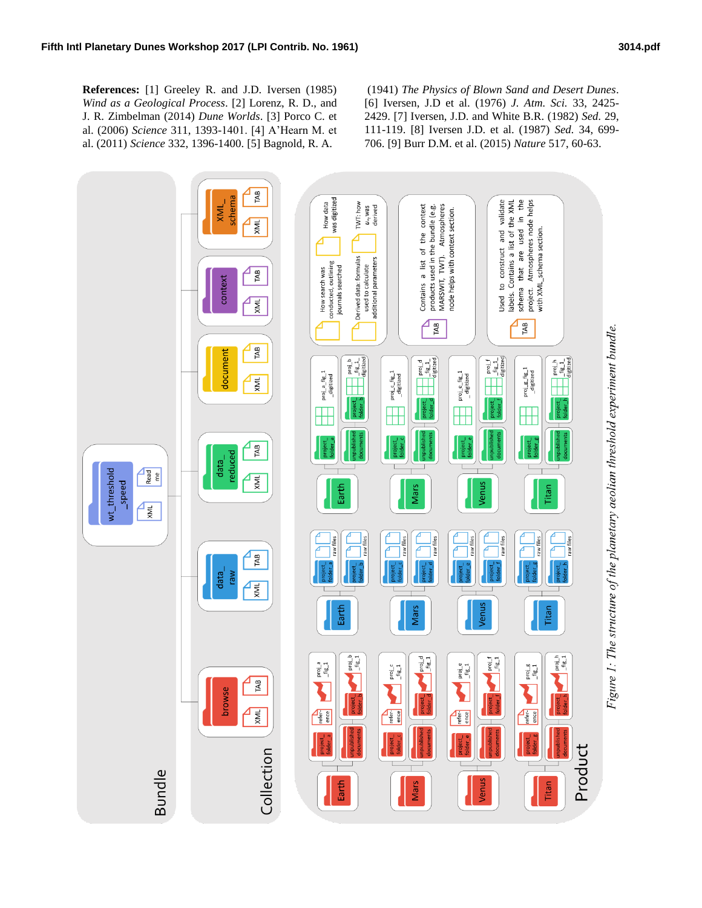**References:** [1] Greeley R. and J.D. Iversen (1985) *Wind as a Geological Process*. [2] Lorenz, R. D., and J. R. Zimbelman (2014) *Dune Worlds*. [3] Porco C. et al. (2006) *Science* 311, 1393-1401. [4] A'Hearn M. et al. (2011) *Science* 332, 1396-1400. [5] Bagnold, R. A. (1941) *The Physics of Blown Sand and Desert Dunes*. [6] Iversen, J.D et al. (1976) *J. Atm. Sci.* 33, 2425-2429. [7] Iversen, J.D. and White B.R. (1982) *Sed.* 29, 111-119. [8] Iversen J.D. et al. (1987) *Sed.* 34, 699-706. [9] Burr D.M. et al. (2015) *Nature* 517, 60-63.

Bundle

wt_threshold_speed

XML

Read me

Collection

browse

data_raw

data_reduced

document

context

XML_schema

XML

TAB

Product

Earth

Mars

Venus

Titan

project_folder_a

project_folder_b

refer-ence

unpublished documents

proj_a_fig_1

proj_b_fig_1

raw files

proj_a_fig_1_digitized

proj_b_fig_1_digitized

How search was conducted, outlining journals searched

How data was digitized

Derived data: formulas used to calculate additional parameters

TWT: how $u_t$ was derived

Contains a list of the context products used in the bundle (e.g. MARSWIT, TWT). Atmospheres node helps with context section.

Used to construct and validate labels. Contains a list of the XML schema that are used in the project. Atmospheres node helps with XML_schema section.

*Figure 1: The structure of the planetary aeolian threshold experiment bundle.*